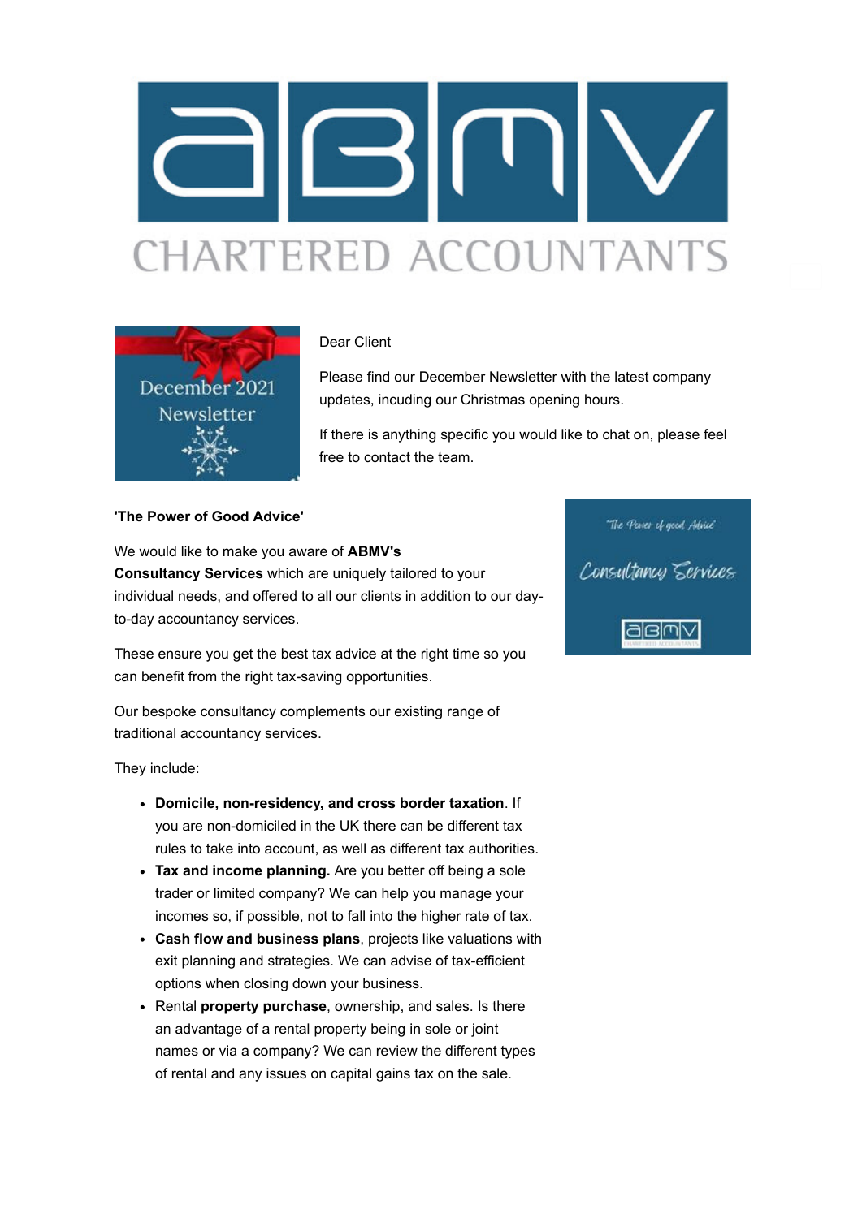Dear Client

Please find our December Newsletter with the latest company updates, incuding our Christmas opening hours.

If there is anything specific you would like to chat on, please feel free to contact the team.

**'The Power of Good Advice'**

We would like to make you aware of **ABMV's Consultancy Services** which are uniquely tailored to your individual needs, and offered to all our clients in addition to our day-to-day accountancy services.

These ensure you get the best tax advice at the right time so you can benefit from the right tax-saving opportunities.

Our bespoke consultancy complements our existing range of traditional accountancy services.

They include:

- **Domicile, non-residency, and cross border taxation**. If you are non-domiciled in the UK there can be different tax rules to take into account, as well as different tax authorities.
- **Tax and income planning.** Are you better off being a sole trader or limited company? We can help you manage your incomes so, if possible, not to fall into the higher rate of tax.
- **Cash flow and business plans**, projects like valuations with exit planning and strategies. We can advise of tax-efficient options when closing down your business.
- Rental **property purchase**, ownership, and sales. Is there an advantage of a rental property being in sole or joint names or via a company? We can review the different types of rental and any issues on capital gains tax on the sale.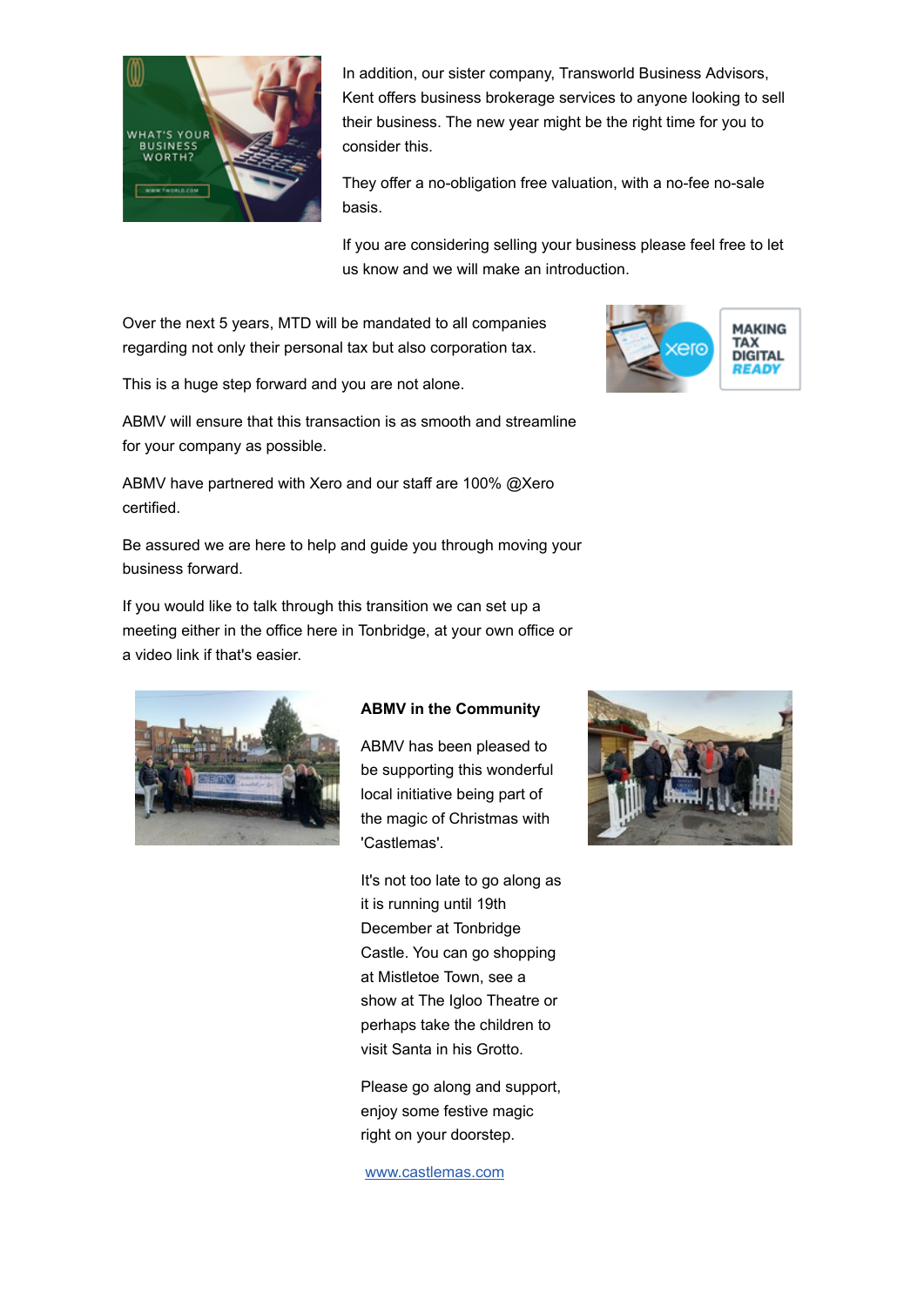In addition, our sister company, Transworld Business Advisors, Kent offers business brokerage services to anyone looking to sell their business. The new year might be the right time for you to consider this.

They offer a no-obligation free valuation, with a no-fee no-sale basis.

If you are considering selling your business please feel free to let us know and we will make an introduction.

Over the next 5 years, MTD will be mandated to all companies regarding not only their personal tax but also corporation tax.

This is a huge step forward and you are not alone.

ABMV will ensure that this transaction is as smooth and streamline for your company as possible.

ABMV have partnered with Xero and our staff are 100% @Xero certified.

Be assured we are here to help and guide you through moving your business forward.

If you would like to talk through this transition we can set up a meeting either in the office here in Tonbridge, at your own office or a video link if that's easier.

**ABMV in the Community**

ABMV has been pleased to be supporting this wonderful local initiative being part of the magic of Christmas with 'Castlemas'.

It's not too late to go along as it is running until 19th December at Tonbridge Castle. You can go shopping at Mistletoe Town, see a show at The Igloo Theatre or perhaps take the children to visit Santa in his Grotto.

Please go along and support, enjoy some festive magic right on your doorstep.

www.castlemas.com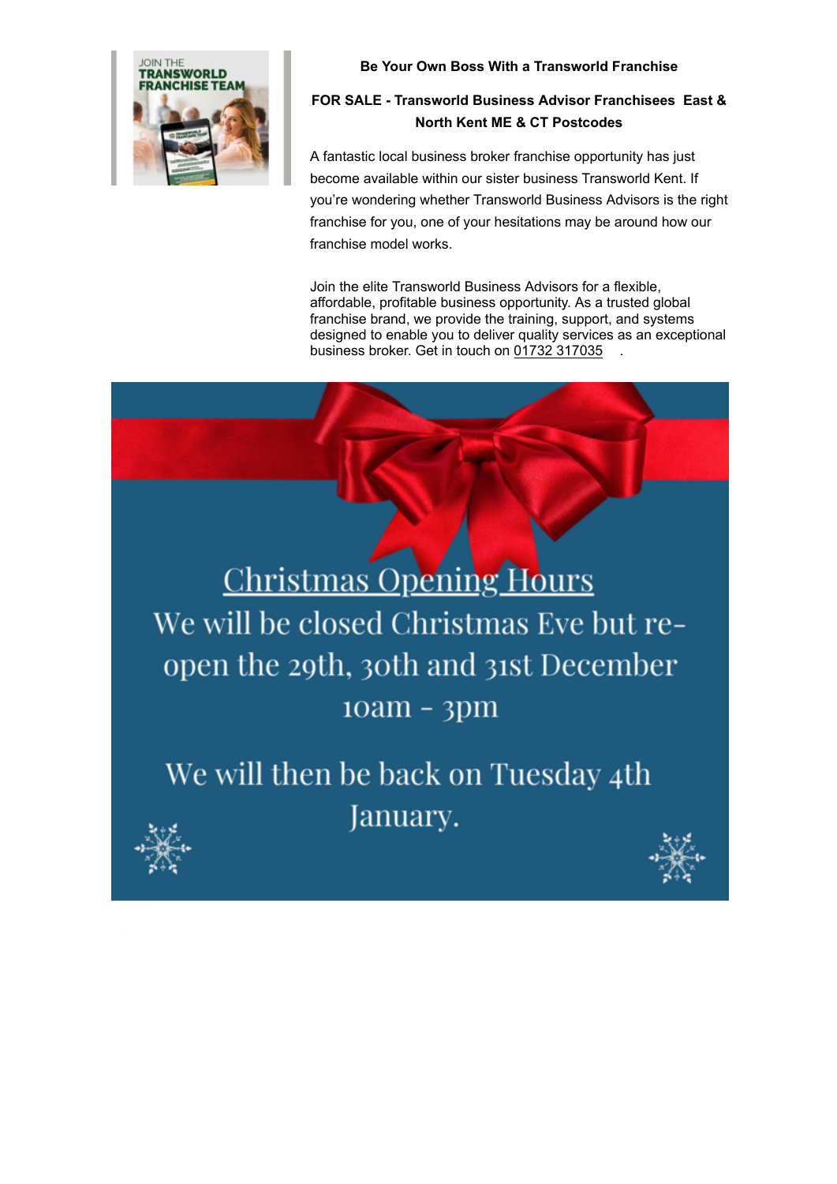**Be Your Own Boss With a Transworld Franchise**

**FOR SALE - Transworld Business Advisor Franchisees East & North Kent ME & CT Postcodes**

A fantastic local business broker franchise opportunity has just become available within our sister business Transworld Kent. If you're wondering whether Transworld Business Advisors is the right franchise for you, one of your hesitations may be around how our franchise model works.

Join the elite Transworld Business Advisors for a flexible, affordable, profitable business opportunity. As a trusted global franchise brand, we provide the training, support, and systems designed to enable you to deliver quality services as an exceptional business broker. Get in touch on 01732 317035 .

Christmas Opening Hours

We will be closed Christmas Eve but re-open the 29th, 30th and 31st December 10am - 3pm

We will then be back on Tuesday 4th January.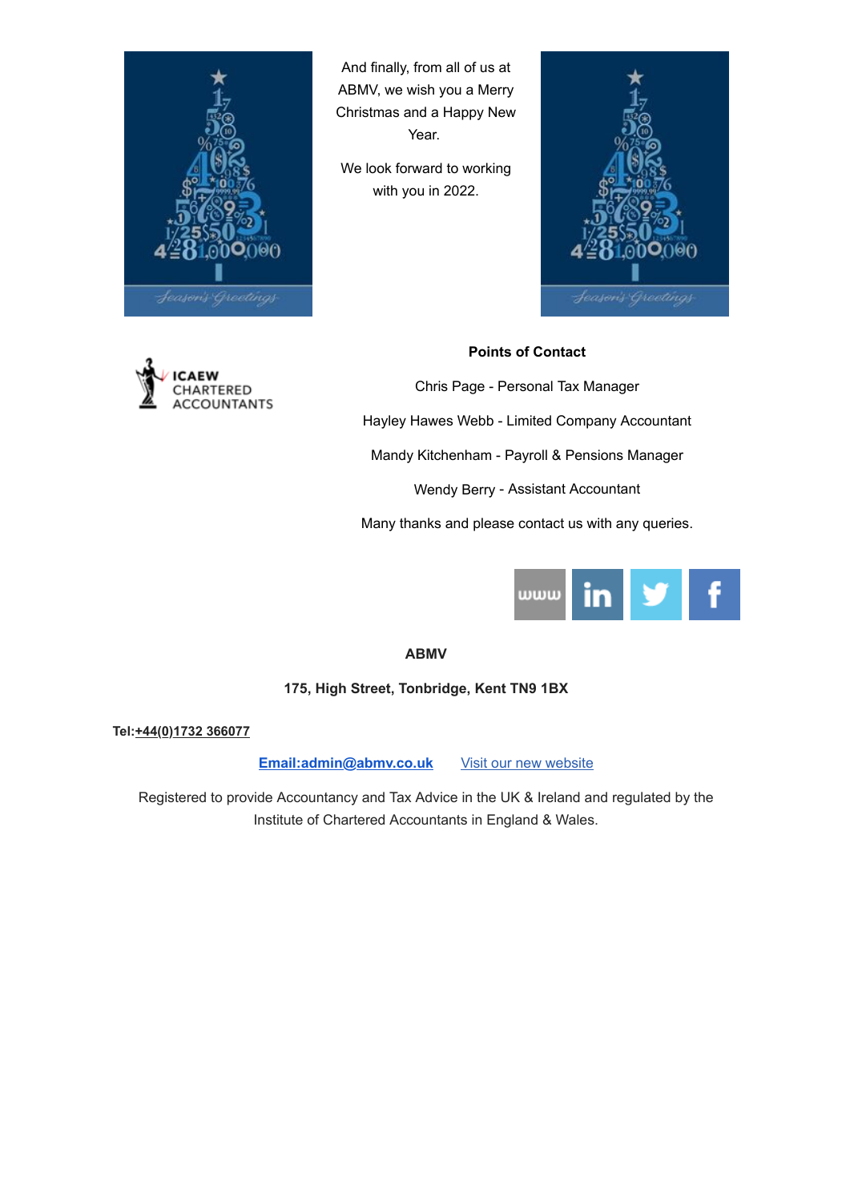And finally, from all of us at ABMV, we wish you a Merry Christmas and a Happy New Year.

We look forward to working with you in 2022.

ICAEW CHARTERED ACCOUNTANTS

**Points of Contact**

Chris Page - Personal Tax Manager

Hayley Hawes Webb - Limited Company Accountant

Mandy Kitchenham - Payroll & Pensions Manager

Wendy Berry - Assistant Accountant

Many thanks and please contact us with any queries.

**ABMV**

**175, High Street, Tonbridge, Kent TN9 1BX**

**Tel:+44(0)1732 366077**

**Email:admin@abmv.co.uk** Visit our new website

Registered to provide Accountancy and Tax Advice in the UK & Ireland and regulated by the Institute of Chartered Accountants in England & Wales.